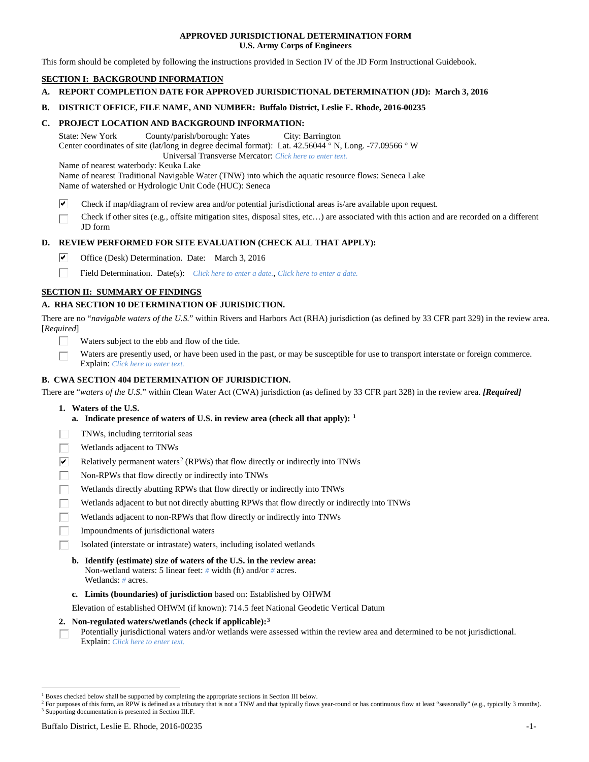**APPROVED JURISDICTIONAL DETERMINATION FORM**
**U.S. Army Corps of Engineers**

This form should be completed by following the instructions provided in Section IV of the JD Form Instructional Guidebook.

## SECTION I: BACKGROUND INFORMATION

**A. REPORT COMPLETION DATE FOR APPROVED JURISDICTIONAL DETERMINATION (JD): March 3, 2016**

**B. DISTRICT OFFICE, FILE NAME, AND NUMBER: Buffalo District, Leslie E. Rhode, 2016-00235**

**C. PROJECT LOCATION AND BACKGROUND INFORMATION:**

State: New York County/parish/borough: Yates City: Barrington
Center coordinates of site (lat/long in degree decimal format): Lat. 42.56044 ° N, Long. -77.09566 ° W
Universal Transverse Mercator: Click here to enter text.
Name of nearest waterbody: Keuka Lake
Name of nearest Traditional Navigable Water (TNW) into which the aquatic resource flows: Seneca Lake
Name of watershed or Hydrologic Unit Code (HUC): Seneca

- [x] Check if map/diagram of review area and/or potential jurisdictional areas is/are available upon request.
- [ ] Check if other sites (e.g., offsite mitigation sites, disposal sites, etc…) are associated with this action and are recorded on a different JD form

**D. REVIEW PERFORMED FOR SITE EVALUATION (CHECK ALL THAT APPLY):**

- [x] Office (Desk) Determination. Date: March 3, 2016
- [ ] Field Determination. Date(s): Click here to enter a date., Click here to enter a date.

## SECTION II: SUMMARY OF FINDINGS

**A. RHA SECTION 10 DETERMINATION OF JURISDICTION.**

There are no "*navigable waters of the U.S.*" within Rivers and Harbors Act (RHA) jurisdiction (as defined by 33 CFR part 329) in the review area. [*Required*]

- [ ] Waters subject to the ebb and flow of the tide.
- [ ] Waters are presently used, or have been used in the past, or may be susceptible for use to transport interstate or foreign commerce. Explain: Click here to enter text.

**B. CWA SECTION 404 DETERMINATION OF JURISDICTION.**

There are "*waters of the U.S.*" within Clean Water Act (CWA) jurisdiction (as defined by 33 CFR part 328) in the review area. ***[Required]***

**1. Waters of the U.S.**

**a. Indicate presence of waters of U.S. in review area (check all that apply):** [1]

- [ ] TNWs, including territorial seas
- [ ] Wetlands adjacent to TNWs
- [x] Relatively permanent waters[2] (RPWs) that flow directly or indirectly into TNWs
- [ ] Non-RPWs that flow directly or indirectly into TNWs
- [ ] Wetlands directly abutting RPWs that flow directly or indirectly into TNWs
- [ ] Wetlands adjacent to but not directly abutting RPWs that flow directly or indirectly into TNWs
- [ ] Wetlands adjacent to non-RPWs that flow directly or indirectly into TNWs
- [ ] Impoundments of jurisdictional waters
- [ ] Isolated (interstate or intrastate) waters, including isolated wetlands

**b. Identify (estimate) size of waters of the U.S. in the review area:**
Non-wetland waters: 5 linear feet: # width (ft) and/or # acres.
Wetlands: # acres.

**c. Limits (boundaries) of jurisdiction** based on: Established by OHWM

Elevation of established OHWM (if known): 714.5 feet National Geodetic Vertical Datum

**2. Non-regulated waters/wetlands (check if applicable):**[3]

- [ ] Potentially jurisdictional waters and/or wetlands were assessed within the review area and determined to be not jurisdictional. Explain: Click here to enter text.

---

[1] Boxes checked below shall be supported by completing the appropriate sections in Section III below.
[2] For purposes of this form, an RPW is defined as a tributary that is not a TNW and that typically flows year-round or has continuous flow at least "seasonally" (e.g., typically 3 months).
[3] Supporting documentation is presented in Section III.F.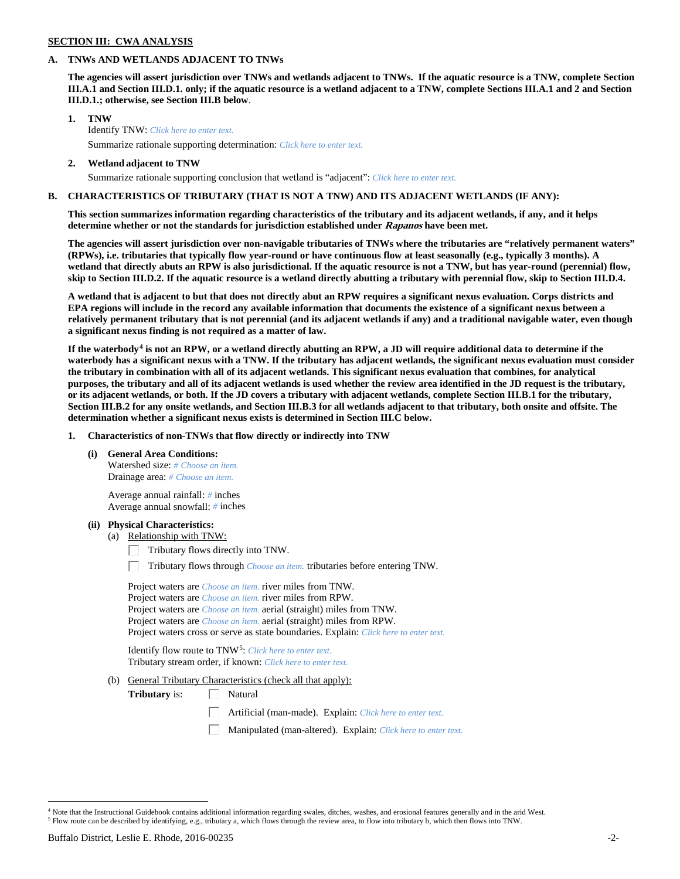**SECTION III: CWA ANALYSIS**

**A. TNWs AND WETLANDS ADJACENT TO TNWs**

**The agencies will assert jurisdiction over TNWs and wetlands adjacent to TNWs. If the aquatic resource is a TNW, complete Section III.A.1 and Section III.D.1. only; if the aquatic resource is a wetland adjacent to a TNW, complete Sections III.A.1 and 2 and Section III.D.1.; otherwise, see Section III.B below**.

**1. TNW**

Identify TNW: *Click here to enter text.*

Summarize rationale supporting determination: *Click here to enter text.*

**2. Wetland adjacent to TNW**

Summarize rationale supporting conclusion that wetland is "adjacent": *Click here to enter text.*

**B. CHARACTERISTICS OF TRIBUTARY (THAT IS NOT A TNW) AND ITS ADJACENT WETLANDS (IF ANY):**

**This section summarizes information regarding characteristics of the tributary and its adjacent wetlands, if any, and it helps determine whether or not the standards for jurisdiction established under *Rapanos* have been met.**

**The agencies will assert jurisdiction over non-navigable tributaries of TNWs where the tributaries are "relatively permanent waters" (RPWs), i.e. tributaries that typically flow year-round or have continuous flow at least seasonally (e.g., typically 3 months). A wetland that directly abuts an RPW is also jurisdictional. If the aquatic resource is not a TNW, but has year-round (perennial) flow, skip to Section III.D.2. If the aquatic resource is a wetland directly abutting a tributary with perennial flow, skip to Section III.D.4.**

**A wetland that is adjacent to but that does not directly abut an RPW requires a significant nexus evaluation. Corps districts and EPA regions will include in the record any available information that documents the existence of a significant nexus between a relatively permanent tributary that is not perennial (and its adjacent wetlands if any) and a traditional navigable water, even though a significant nexus finding is not required as a matter of law.**

**If the waterbody[4] is not an RPW, or a wetland directly abutting an RPW, a JD will require additional data to determine if the waterbody has a significant nexus with a TNW. If the tributary has adjacent wetlands, the significant nexus evaluation must consider the tributary in combination with all of its adjacent wetlands. This significant nexus evaluation that combines, for analytical purposes, the tributary and all of its adjacent wetlands is used whether the review area identified in the JD request is the tributary, or its adjacent wetlands, or both. If the JD covers a tributary with adjacent wetlands, complete Section III.B.1 for the tributary, Section III.B.2 for any onsite wetlands, and Section III.B.3 for all wetlands adjacent to that tributary, both onsite and offsite. The determination whether a significant nexus exists is determined in Section III.C below.**

**1. Characteristics of non-TNWs that flow directly or indirectly into TNW**

**(i) General Area Conditions:**

Watershed size: *# Choose an item.*
Drainage area: *# Choose an item.*

Average annual rainfall: *#* inches
Average annual snowfall: *#* inches

**(ii) Physical Characteristics:**

(a) Relationship with TNW:

☐ Tributary flows directly into TNW.

☐ Tributary flows through *Choose an item.* tributaries before entering TNW.

Project waters are *Choose an item.* river miles from TNW.
Project waters are *Choose an item.* river miles from RPW.
Project waters are *Choose an item.* aerial (straight) miles from TNW.
Project waters are *Choose an item.* aerial (straight) miles from RPW.
Project waters cross or serve as state boundaries. Explain: *Click here to enter text.*

Identify flow route to TNW[5]: *Click here to enter text.*
Tributary stream order, if known: *Click here to enter text.*

(b) General Tributary Characteristics (check all that apply):

**Tributary** is: ☐ Natural

☐ Artificial (man-made). Explain: *Click here to enter text.*

☐ Manipulated (man-altered). Explain: *Click here to enter text.*

[4] Note that the Instructional Guidebook contains additional information regarding swales, ditches, washes, and erosional features generally and in the arid West.
[5] Flow route can be described by identifying, e.g., tributary a, which flows through the review area, to flow into tributary b, which then flows into TNW.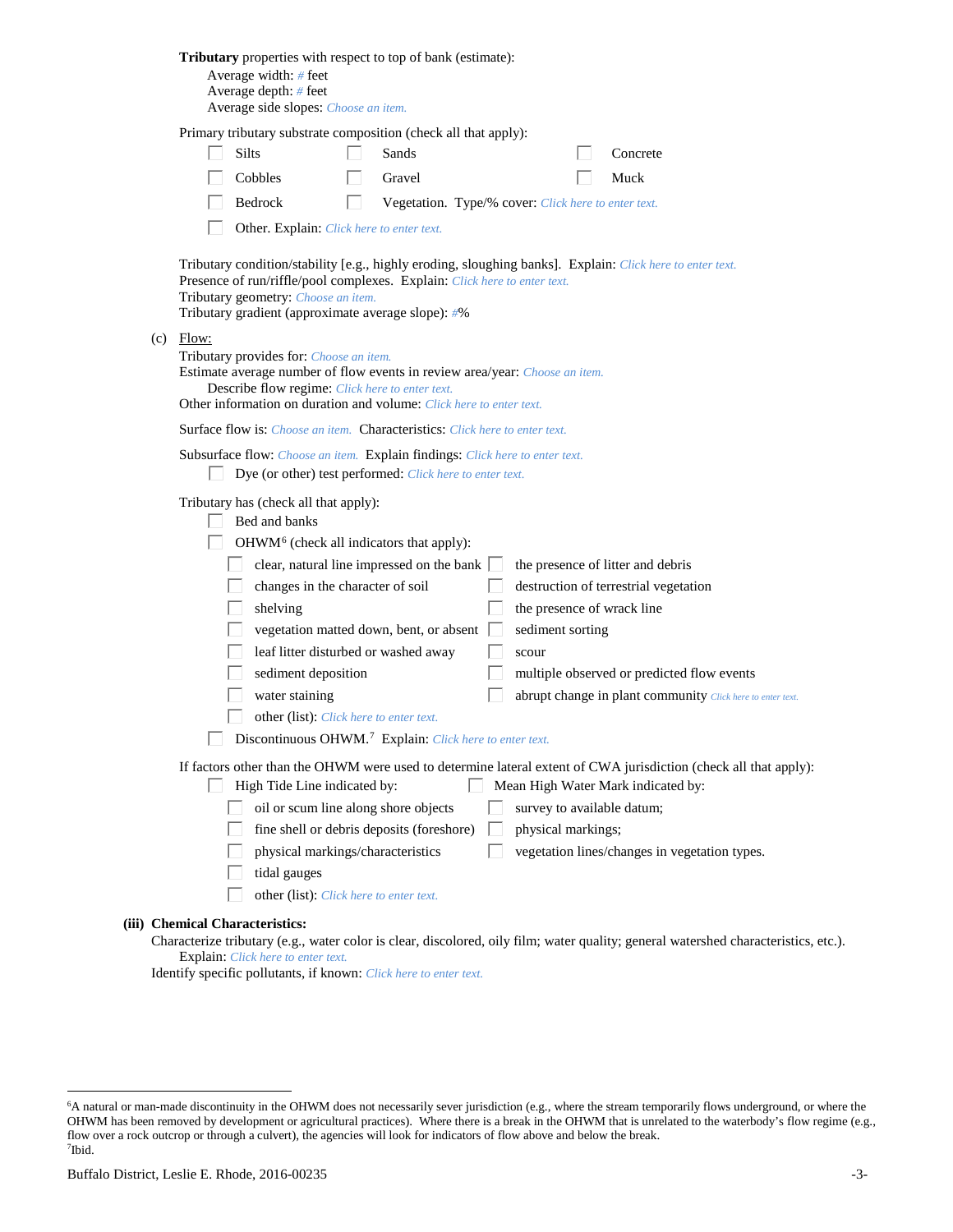**Tributary** properties with respect to top of bank (estimate):

Average width: # feet
Average depth: # feet
Average side slopes: Choose an item.

Primary tributary substrate composition (check all that apply):

- ☐ Silts
- ☐ Sands
- ☐ Concrete
- ☐ Cobbles
- ☐ Gravel
- ☐ Muck
- ☐ Bedrock
- ☐ Vegetation. Type/% cover: Click here to enter text.
- ☐ Other. Explain: Click here to enter text.

Tributary condition/stability [e.g., highly eroding, sloughing banks]. Explain: Click here to enter text.
Presence of run/riffle/pool complexes. Explain: Click here to enter text.
Tributary geometry: Choose an item.
Tributary gradient (approximate average slope): #%

(c) Flow:

Tributary provides for: Choose an item.
Estimate average number of flow events in review area/year: Choose an item.
Describe flow regime: Click here to enter text.
Other information on duration and volume: Click here to enter text.

Surface flow is: Choose an item. Characteristics: Click here to enter text.

Subsurface flow: Choose an item. Explain findings: Click here to enter text.

- ☐ Dye (or other) test performed: Click here to enter text.

Tributary has (check all that apply):

- ☐ Bed and banks
- ☐ OHWM[6] (check all indicators that apply):
  - ☐ clear, natural line impressed on the bank
  - ☐ the presence of litter and debris
  - ☐ changes in the character of soil
  - ☐ destruction of terrestrial vegetation
  - ☐ shelving
  - ☐ the presence of wrack line
  - ☐ vegetation matted down, bent, or absent
  - ☐ sediment sorting
  - ☐ leaf litter disturbed or washed away
  - ☐ scour
  - ☐ sediment deposition
  - ☐ multiple observed or predicted flow events
  - ☐ water staining
  - ☐ abrupt change in plant community Click here to enter text.
  - ☐ other (list): Click here to enter text.
- ☐ Discontinuous OHWM.[7] Explain: Click here to enter text.

If factors other than the OHWM were used to determine lateral extent of CWA jurisdiction (check all that apply):

- ☐ High Tide Line indicated by:
  - ☐ oil or scum line along shore objects
  - ☐ fine shell or debris deposits (foreshore)
  - ☐ physical markings/characteristics
  - ☐ tidal gauges
  - ☐ other (list): Click here to enter text.
- ☐ Mean High Water Mark indicated by:
  - ☐ survey to available datum;
  - ☐ physical markings;
  - ☐ vegetation lines/changes in vegetation types.

**(iii) Chemical Characteristics:**

Characterize tributary (e.g., water color is clear, discolored, oily film; water quality; general watershed characteristics, etc.).
Explain: Click here to enter text.
Identify specific pollutants, if known: Click here to enter text.

---

[6] A natural or man-made discontinuity in the OHWM does not necessarily sever jurisdiction (e.g., where the stream temporarily flows underground, or where the OHWM has been removed by development or agricultural practices). Where there is a break in the OHWM that is unrelated to the waterbody's flow regime (e.g., flow over a rock outcrop or through a culvert), the agencies will look for indicators of flow above and below the break.
[7] Ibid.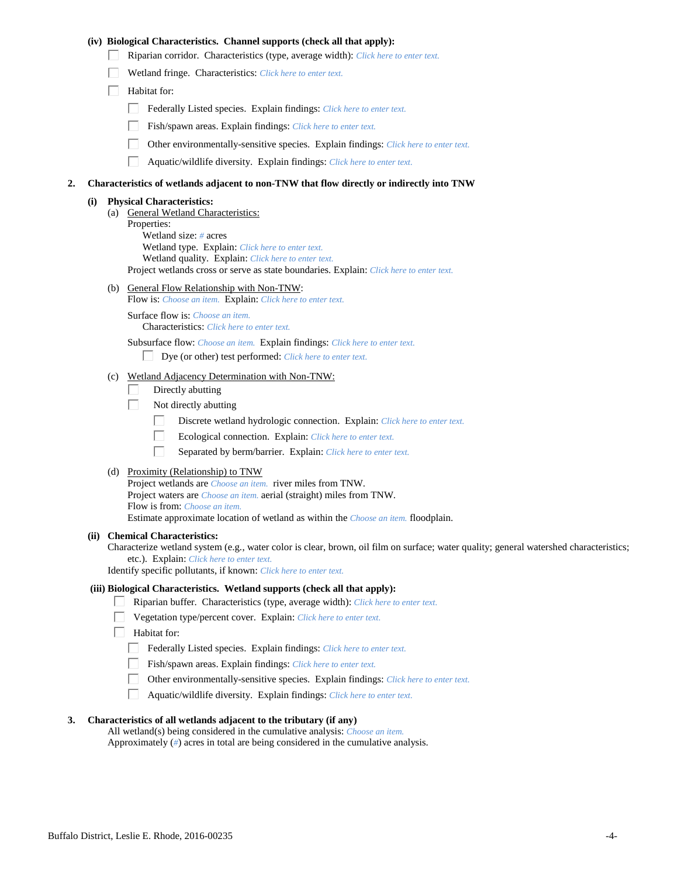**(iv) Biological Characteristics. Channel supports (check all that apply):**

- ☐ Riparian corridor. Characteristics (type, average width): *Click here to enter text.*
- ☐ Wetland fringe. Characteristics: *Click here to enter text.*
- ☐ Habitat for:
  - ☐ Federally Listed species. Explain findings: *Click here to enter text.*
  - ☐ Fish/spawn areas. Explain findings: *Click here to enter text.*
  - ☐ Other environmentally-sensitive species. Explain findings: *Click here to enter text.*
  - ☐ Aquatic/wildlife diversity. Explain findings: *Click here to enter text.*

**2. Characteristics of wetlands adjacent to non-TNW that flow directly or indirectly into TNW**

**(i) Physical Characteristics:**

(a) General Wetland Characteristics:
Properties:
Wetland size: *#* acres
Wetland type. Explain: *Click here to enter text.*
Wetland quality. Explain: *Click here to enter text.*
Project wetlands cross or serve as state boundaries. Explain: *Click here to enter text.*

(b) General Flow Relationship with Non-TNW:
Flow is: *Choose an item.* Explain: *Click here to enter text.*

Surface flow is: *Choose an item.*
Characteristics: *Click here to enter text.*

Subsurface flow: *Choose an item.* Explain findings: *Click here to enter text.*
☐ Dye (or other) test performed: *Click here to enter text.*

(c) Wetland Adjacency Determination with Non-TNW:
- ☐ Directly abutting
- ☐ Not directly abutting
  - ☐ Discrete wetland hydrologic connection. Explain: *Click here to enter text.*
  - ☐ Ecological connection. Explain: *Click here to enter text.*
  - ☐ Separated by berm/barrier. Explain: *Click here to enter text.*

(d) Proximity (Relationship) to TNW
Project wetlands are *Choose an item.* river miles from TNW.
Project waters are *Choose an item.* aerial (straight) miles from TNW.
Flow is from: *Choose an item.*
Estimate approximate location of wetland as within the *Choose an item.* floodplain.

**(ii) Chemical Characteristics:**
Characterize wetland system (e.g., water color is clear, brown, oil film on surface; water quality; general watershed characteristics; etc.). Explain: *Click here to enter text.*
Identify specific pollutants, if known: *Click here to enter text.*

**(iii) Biological Characteristics. Wetland supports (check all that apply):**

- ☐ Riparian buffer. Characteristics (type, average width): *Click here to enter text.*
- ☐ Vegetation type/percent cover. Explain: *Click here to enter text.*
- ☐ Habitat for:
  - ☐ Federally Listed species. Explain findings: *Click here to enter text.*
  - ☐ Fish/spawn areas. Explain findings: *Click here to enter text.*
  - ☐ Other environmentally-sensitive species. Explain findings: *Click here to enter text.*
  - ☐ Aquatic/wildlife diversity. Explain findings: *Click here to enter text.*

**3. Characteristics of all wetlands adjacent to the tributary (if any)**
All wetland(s) being considered in the cumulative analysis: *Choose an item.*
Approximately (*#*) acres in total are being considered in the cumulative analysis.

Buffalo District, Leslie E. Rhode, 2016-00235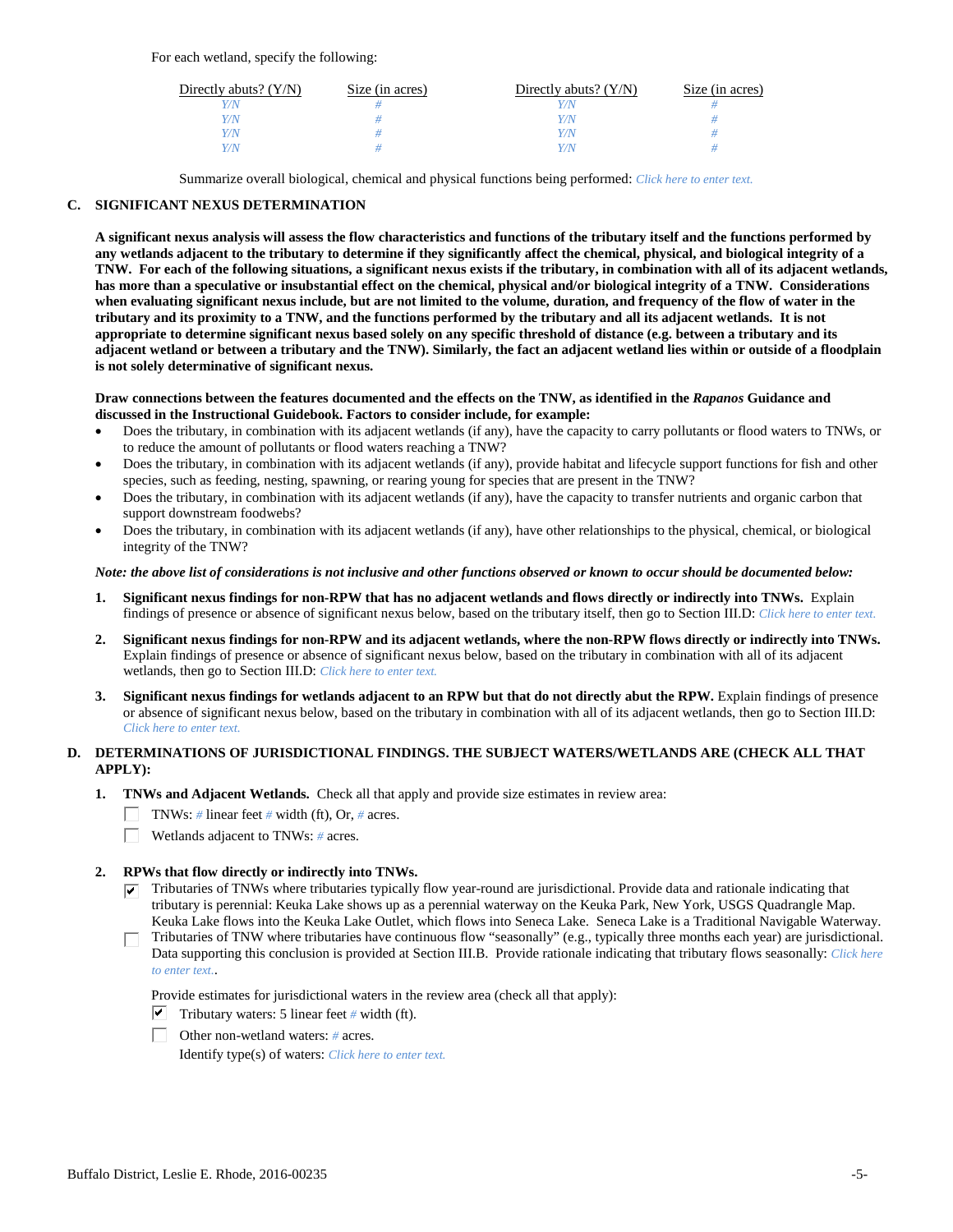For each wetland, specify the following:

| Directly abuts? (Y/N) | Size (in acres) | Directly abuts? (Y/N) | Size (in acres) |
|---|---|---|---|
| Y/N | # | Y/N | # |
| Y/N | # | Y/N | # |
| Y/N | # | Y/N | # |
| Y/N | # | Y/N | # |

Summarize overall biological, chemical and physical functions being performed: *Click here to enter text.*

## C. SIGNIFICANT NEXUS DETERMINATION

**A significant nexus analysis will assess the flow characteristics and functions of the tributary itself and the functions performed by any wetlands adjacent to the tributary to determine if they significantly affect the chemical, physical, and biological integrity of a TNW. For each of the following situations, a significant nexus exists if the tributary, in combination with all of its adjacent wetlands, has more than a speculative or insubstantial effect on the chemical, physical and/or biological integrity of a TNW. Considerations when evaluating significant nexus include, but are not limited to the volume, duration, and frequency of the flow of water in the tributary and its proximity to a TNW, and the functions performed by the tributary and all its adjacent wetlands. It is not appropriate to determine significant nexus based solely on any specific threshold of distance (e.g. between a tributary and its adjacent wetland or between a tributary and the TNW). Similarly, the fact an adjacent wetland lies within or outside of a floodplain is not solely determinative of significant nexus.**

**Draw connections between the features documented and the effects on the TNW, as identified in the *Rapanos* Guidance and discussed in the Instructional Guidebook. Factors to consider include, for example:**

- Does the tributary, in combination with its adjacent wetlands (if any), have the capacity to carry pollutants or flood waters to TNWs, or to reduce the amount of pollutants or flood waters reaching a TNW?
- Does the tributary, in combination with its adjacent wetlands (if any), provide habitat and lifecycle support functions for fish and other species, such as feeding, nesting, spawning, or rearing young for species that are present in the TNW?
- Does the tributary, in combination with its adjacent wetlands (if any), have the capacity to transfer nutrients and organic carbon that support downstream foodwebs?
- Does the tributary, in combination with its adjacent wetlands (if any), have other relationships to the physical, chemical, or biological integrity of the TNW?

***Note: the above list of considerations is not inclusive and other functions observed or known to occur should be documented below:***

1. **Significant nexus findings for non-RPW that has no adjacent wetlands and flows directly or indirectly into TNWs.** Explain findings of presence or absence of significant nexus below, based on the tributary itself, then go to Section III.D: *Click here to enter text.*

2. **Significant nexus findings for non-RPW and its adjacent wetlands, where the non-RPW flows directly or indirectly into TNWs.** Explain findings of presence or absence of significant nexus below, based on the tributary in combination with all of its adjacent wetlands, then go to Section III.D: *Click here to enter text.*

3. **Significant nexus findings for wetlands adjacent to an RPW but that do not directly abut the RPW.** Explain findings of presence or absence of significant nexus below, based on the tributary in combination with all of its adjacent wetlands, then go to Section III.D: *Click here to enter text.*

## D. DETERMINATIONS OF JURISDICTIONAL FINDINGS. THE SUBJECT WATERS/WETLANDS ARE (CHECK ALL THAT APPLY):

1. **TNWs and Adjacent Wetlands.** Check all that apply and provide size estimates in review area:
   - ☐ TNWs: # linear feet # width (ft), Or, # acres.
   - ☐ Wetlands adjacent to TNWs: # acres.

2. **RPWs that flow directly or indirectly into TNWs.**
   - ☑ Tributaries of TNWs where tributaries typically flow year-round are jurisdictional. Provide data and rationale indicating that tributary is perennial: Keuka Lake shows up as a perennial waterway on the Keuka Park, New York, USGS Quadrangle Map. Keuka Lake flows into the Keuka Lake Outlet, which flows into Seneca Lake. Seneca Lake is a Traditional Navigable Waterway.
   - ☐ Tributaries of TNW where tributaries have continuous flow "seasonally" (e.g., typically three months each year) are jurisdictional. Data supporting this conclusion is provided at Section III.B. Provide rationale indicating that tributary flows seasonally: *Click here to enter text.*.

   Provide estimates for jurisdictional waters in the review area (check all that apply):
   - ☑ Tributary waters: 5 linear feet # width (ft).
   - ☐ Other non-wetland waters: # acres.

     Identify type(s) of waters: *Click here to enter text.*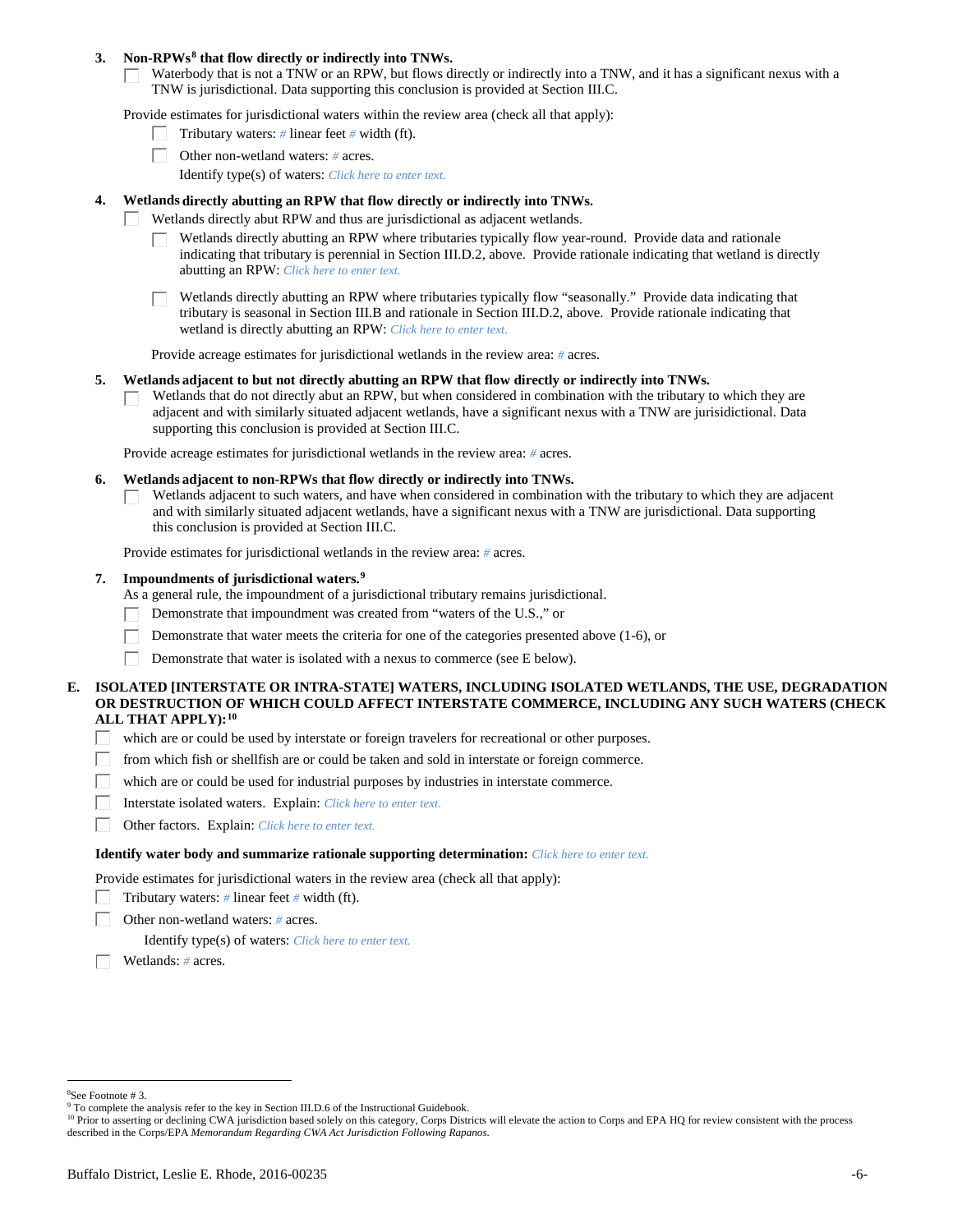**3. Non-RPWs[8] that flow directly or indirectly into TNWs.**

☐ Waterbody that is not a TNW or an RPW, but flows directly or indirectly into a TNW, and it has a significant nexus with a TNW is jurisdictional. Data supporting this conclusion is provided at Section III.C.

Provide estimates for jurisdictional waters within the review area (check all that apply):

☐ Tributary waters: # linear feet # width (ft).

☐ Other non-wetland waters: # acres.

Identify type(s) of waters: *Click here to enter text.*

**4. Wetlands directly abutting an RPW that flow directly or indirectly into TNWs.**

☐ Wetlands directly abut RPW and thus are jurisdictional as adjacent wetlands.

☐ Wetlands directly abutting an RPW where tributaries typically flow year-round. Provide data and rationale indicating that tributary is perennial in Section III.D.2, above. Provide rationale indicating that wetland is directly abutting an RPW: *Click here to enter text.*

☐ Wetlands directly abutting an RPW where tributaries typically flow "seasonally." Provide data indicating that tributary is seasonal in Section III.B and rationale in Section III.D.2, above. Provide rationale indicating that wetland is directly abutting an RPW: *Click here to enter text.*

Provide acreage estimates for jurisdictional wetlands in the review area: # acres.

**5. Wetlands adjacent to but not directly abutting an RPW that flow directly or indirectly into TNWs.**

☐ Wetlands that do not directly abut an RPW, but when considered in combination with the tributary to which they are adjacent and with similarly situated adjacent wetlands, have a significant nexus with a TNW are jurisidictional. Data supporting this conclusion is provided at Section III.C.

Provide acreage estimates for jurisdictional wetlands in the review area: # acres.

**6. Wetlands adjacent to non-RPWs that flow directly or indirectly into TNWs.**

☐ Wetlands adjacent to such waters, and have when considered in combination with the tributary to which they are adjacent and with similarly situated adjacent wetlands, have a significant nexus with a TNW are jurisdictional. Data supporting this conclusion is provided at Section III.C.

Provide estimates for jurisdictional wetlands in the review area: # acres.

**7. Impoundments of jurisdictional waters.[9]**

As a general rule, the impoundment of a jurisdictional tributary remains jurisdictional.

☐ Demonstrate that impoundment was created from "waters of the U.S.," or

☐ Demonstrate that water meets the criteria for one of the categories presented above (1-6), or

☐ Demonstrate that water is isolated with a nexus to commerce (see E below).

**E. ISOLATED [INTERSTATE OR INTRA-STATE] WATERS, INCLUDING ISOLATED WETLANDS, THE USE, DEGRADATION OR DESTRUCTION OF WHICH COULD AFFECT INTERSTATE COMMERCE, INCLUDING ANY SUCH WATERS (CHECK ALL THAT APPLY):[10]**

☐ which are or could be used by interstate or foreign travelers for recreational or other purposes.

☐ from which fish or shellfish are or could be taken and sold in interstate or foreign commerce.

☐ which are or could be used for industrial purposes by industries in interstate commerce.

☐ Interstate isolated waters. Explain: *Click here to enter text.*

☐ Other factors. Explain: *Click here to enter text.*

**Identify water body and summarize rationale supporting determination:** *Click here to enter text.*

Provide estimates for jurisdictional waters in the review area (check all that apply):

☐ Tributary waters: # linear feet # width (ft).

☐ Other non-wetland waters: # acres.

Identify type(s) of waters: *Click here to enter text.*

☐ Wetlands: # acres.

---

[8] See Footnote # 3.

[9] To complete the analysis refer to the key in Section III.D.6 of the Instructional Guidebook.

[10] Prior to asserting or declining CWA jurisdiction based solely on this category, Corps Districts will elevate the action to Corps and EPA HQ for review consistent with the process described in the Corps/EPA *Memorandum Regarding CWA Act Jurisdiction Following Rapanos.*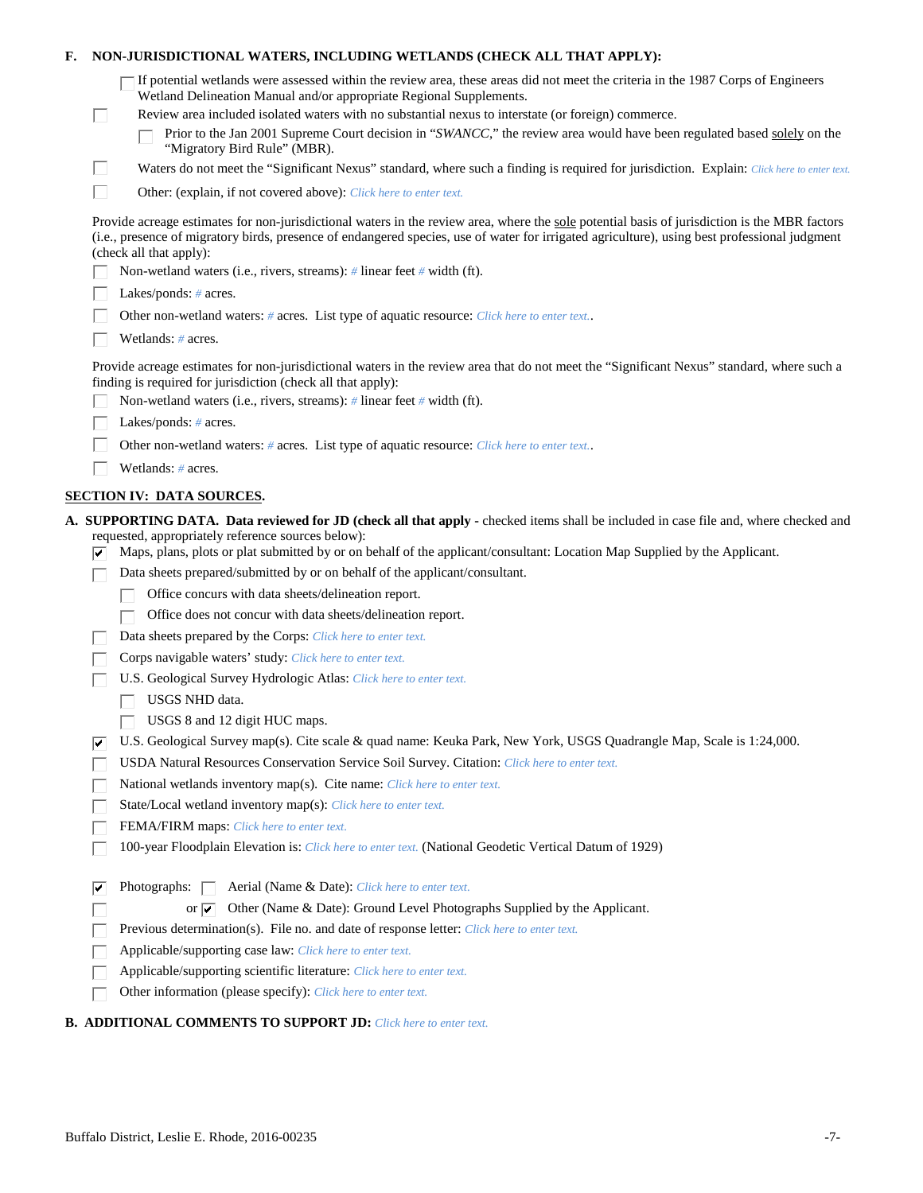**F. NON-JURISDICTIONAL WATERS, INCLUDING WETLANDS (CHECK ALL THAT APPLY):**

- ☐ If potential wetlands were assessed within the review area, these areas did not meet the criteria in the 1987 Corps of Engineers Wetland Delineation Manual and/or appropriate Regional Supplements.
- ☐ Review area included isolated waters with no substantial nexus to interstate (or foreign) commerce.
  - ☐ Prior to the Jan 2001 Supreme Court decision in "*SWANCC*," the review area would have been regulated based solely on the "Migratory Bird Rule" (MBR).
- ☐ Waters do not meet the "Significant Nexus" standard, where such a finding is required for jurisdiction. Explain: *Click here to enter text.*
- ☐ Other: (explain, if not covered above): *Click here to enter text.*

Provide acreage estimates for non-jurisdictional waters in the review area, where the sole potential basis of jurisdiction is the MBR factors (i.e., presence of migratory birds, presence of endangered species, use of water for irrigated agriculture), using best professional judgment (check all that apply):

- ☐ Non-wetland waters (i.e., rivers, streams): # linear feet # width (ft).
- ☐ Lakes/ponds: # acres.
- ☐ Other non-wetland waters: # acres. List type of aquatic resource: *Click here to enter text.*.
- ☐ Wetlands: # acres.

Provide acreage estimates for non-jurisdictional waters in the review area that do not meet the "Significant Nexus" standard, where such a finding is required for jurisdiction (check all that apply):

- ☐ Non-wetland waters (i.e., rivers, streams): # linear feet # width (ft).
- ☐ Lakes/ponds: # acres.
- ☐ Other non-wetland waters: # acres. List type of aquatic resource: *Click here to enter text.*.
- ☐ Wetlands: # acres.

## SECTION IV: DATA SOURCES.

**A. SUPPORTING DATA. Data reviewed for JD (check all that apply** - checked items shall be included in case file and, where checked and requested, appropriately reference sources below):

- ☑ Maps, plans, plots or plat submitted by or on behalf of the applicant/consultant: Location Map Supplied by the Applicant.
- ☐ Data sheets prepared/submitted by or on behalf of the applicant/consultant.
  - ☐ Office concurs with data sheets/delineation report.
  - ☐ Office does not concur with data sheets/delineation report.
- ☐ Data sheets prepared by the Corps: *Click here to enter text.*
- ☐ Corps navigable waters' study: *Click here to enter text.*
- ☐ U.S. Geological Survey Hydrologic Atlas: *Click here to enter text.*
  - ☐ USGS NHD data.
  - ☐ USGS 8 and 12 digit HUC maps.
- ☑ U.S. Geological Survey map(s). Cite scale & quad name: Keuka Park, New York, USGS Quadrangle Map, Scale is 1:24,000.
- ☐ USDA Natural Resources Conservation Service Soil Survey. Citation: *Click here to enter text.*
- ☐ National wetlands inventory map(s). Cite name: *Click here to enter text.*
- ☐ State/Local wetland inventory map(s): *Click here to enter text.*
- ☐ FEMA/FIRM maps: *Click here to enter text.*
- ☐ 100-year Floodplain Elevation is: *Click here to enter text.* (National Geodetic Vertical Datum of 1929)
- ☑ Photographs: ☐ Aerial (Name & Date): *Click here to enter text.*
  or ☑ Other (Name & Date): Ground Level Photographs Supplied by the Applicant.
- ☐ Previous determination(s). File no. and date of response letter: *Click here to enter text.*
- ☐ Applicable/supporting case law: *Click here to enter text.*
- ☐ Applicable/supporting scientific literature: *Click here to enter text.*
- ☐ Other information (please specify): *Click here to enter text.*

**B. ADDITIONAL COMMENTS TO SUPPORT JD:** *Click here to enter text.*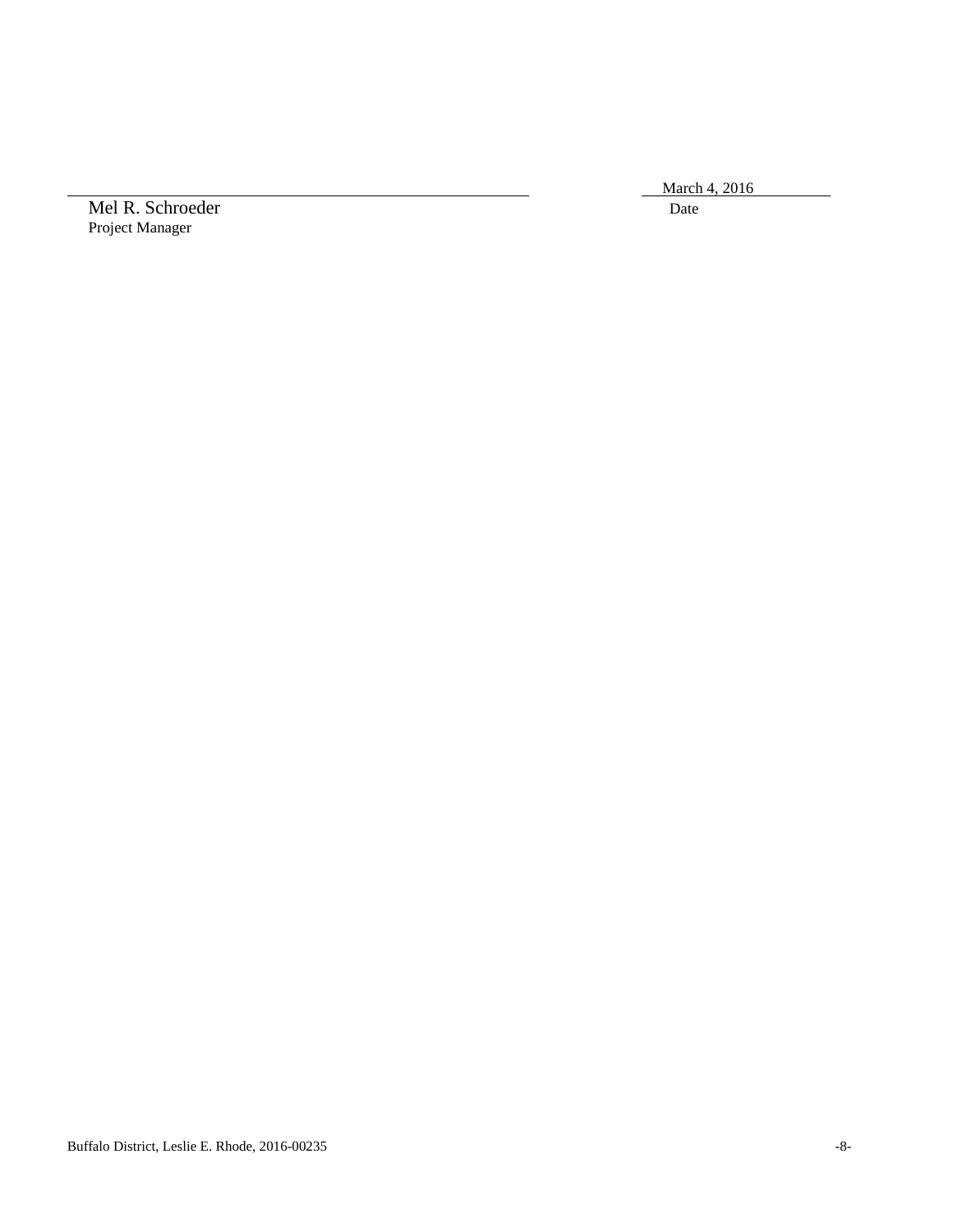Mel R. Schroeder
Project Manager

March 4, 2016
Date